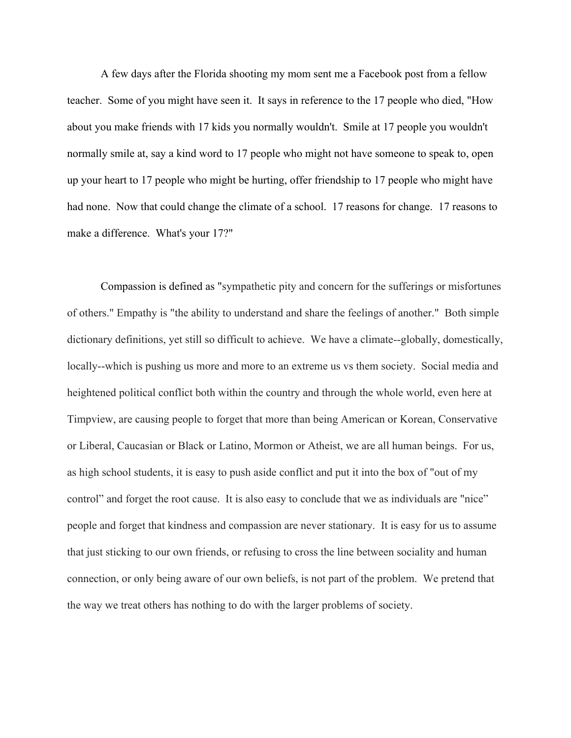A few days after the Florida shooting my mom sent me a Facebook post from a fellow teacher. Some of you might have seen it. It says in reference to the 17 people who died, "How about you make friends with 17 kids you normally wouldn't. Smile at 17 people you wouldn't normally smile at, say a kind word to 17 people who might not have someone to speak to, open up your heart to 17 people who might be hurting, offer friendship to 17 people who might have had none. Now that could change the climate of a school. 17 reasons for change. 17 reasons to make a difference. What's your 17?"

Compassion is defined as "sympathetic pity and concern for the sufferings or misfortunes of others." Empathy is "the ability to understand and share the feelings of another." Both simple dictionary definitions, yet still so difficult to achieve. We have a climate--globally, domestically, locally--which is pushing us more and more to an extreme us vs them society. Social media and heightened political conflict both within the country and through the whole world, even here at Timpview, are causing people to forget that more than being American or Korean, Conservative or Liberal, Caucasian or Black or Latino, Mormon or Atheist, we are all human beings. For us, as high school students, it is easy to push aside conflict and put it into the box of "out of my control" and forget the root cause. It is also easy to conclude that we as individuals are "nice" people and forget that kindness and compassion are never stationary. It is easy for us to assume that just sticking to our own friends, or refusing to cross the line between sociality and human connection, or only being aware of our own beliefs, is not part of the problem. We pretend that the way we treat others has nothing to do with the larger problems of society.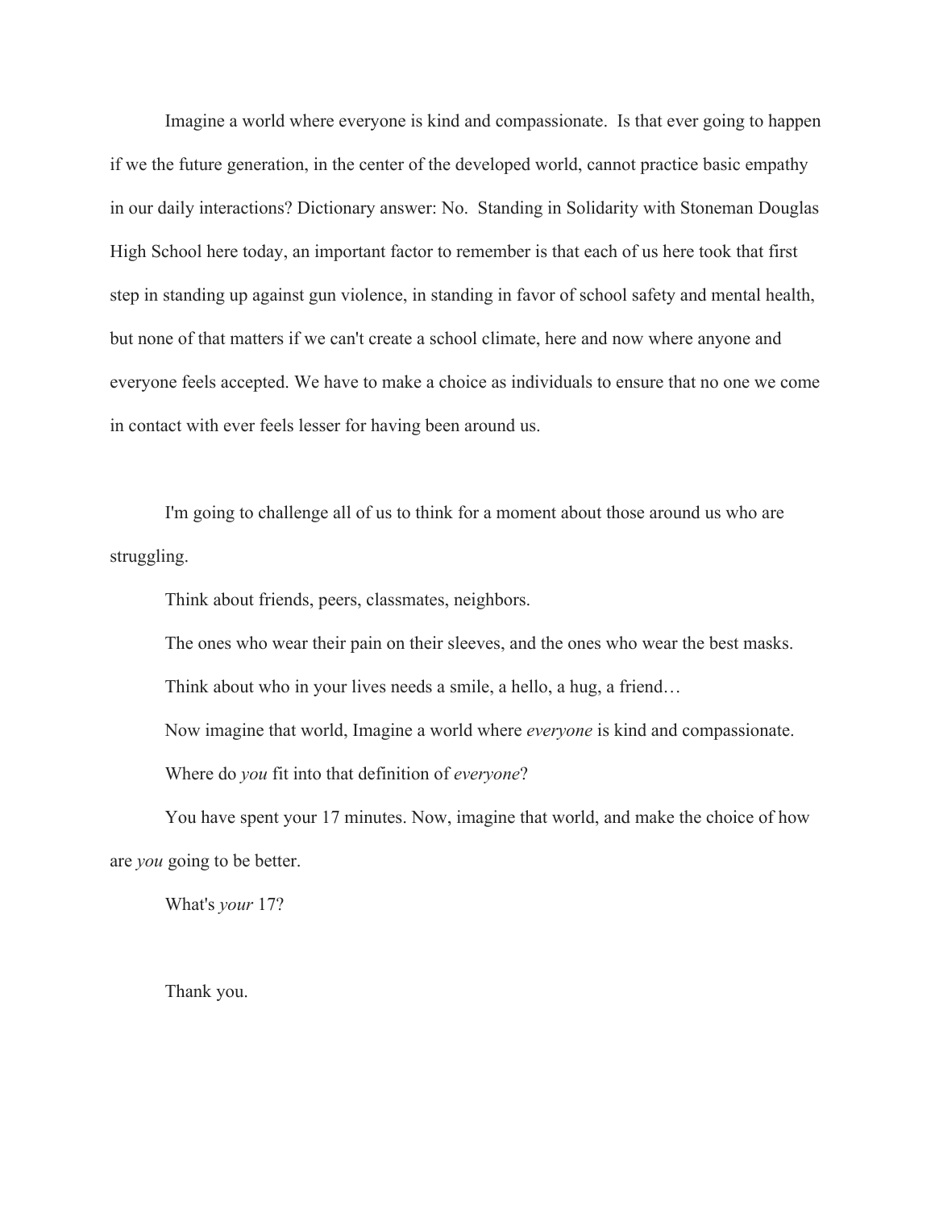Imagine a world where everyone is kind and compassionate. Is that ever going to happen if we the future generation, in the center of the developed world, cannot practice basic empathy in our daily interactions? Dictionary answer: No. Standing in Solidarity with Stoneman Douglas High School here today, an important factor to remember is that each of us here took that first step in standing up against gun violence, in standing in favor of school safety and mental health, but none of that matters if we can't create a school climate, here and now where anyone and everyone feels accepted. We have to make a choice as individuals to ensure that no one we come in contact with ever feels lesser for having been around us.

I'm going to challenge all of us to think for a moment about those around us who are struggling.

Think about friends, peers, classmates, neighbors.

The ones who wear their pain on their sleeves, and the ones who wear the best masks.

Think about who in your lives needs a smile, a hello, a hug, a friend…

Now imagine that world, Imagine a world where *everyone* is kind and compassionate.

Where do *you* fit into that definition of *everyone*?

You have spent your 17 minutes. Now, imagine that world, and make the choice of how are *you* going to be better.

What's *your* 17?

Thank you.